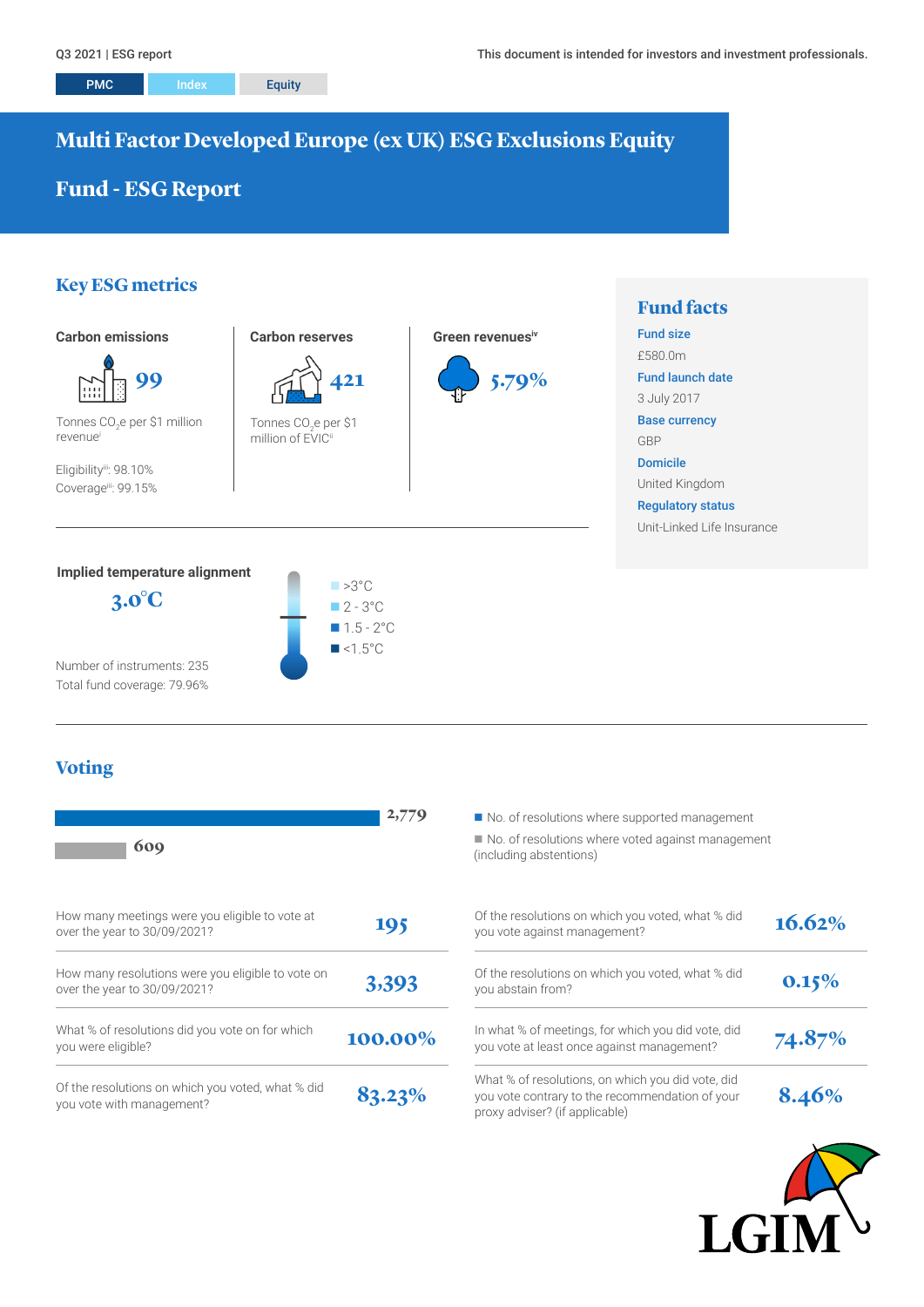Q3 2021 | ESG report

This document is intended for investors and investment professionals.

PMC | Index | Equity

# Multi Factor Developed Europe (ex UK) ESG Exclusions Equity Fund - ESG Report

## Key ESG metrics

**Carbon emissions**

99

Tonnes $CO_2$e per $1 million revenue[i]

Eligibility[iii]: 98.10%

Coverage[iii]: 99.15%

**Carbon reserves**

421

Tonnes $CO_2$e per $1 million of EVIC[ii]

**Green revenues[iv]**

5.79%

**Implied temperature alignment**

3.0°C

- >3°C
- 2 - 3°C
- 1.5 - 2°C
- <1.5°C

Number of instruments: 235

Total fund coverage: 79.96%

## Fund facts

**Fund size**

£580.0m

**Fund launch date**

3 July 2017

**Base currency**

GBP

**Domicile**

United Kingdom

**Regulatory status**

Unit-Linked Life Insurance

## Voting

- No. of resolutions where supported management: 2,779
- No. of resolutions where voted against management (including abstentions): 609

| Question | Value |
|---|---|
| How many meetings were you eligible to vote at over the year to 30/09/2021? | 195 |
| How many resolutions were you eligible to vote on over the year to 30/09/2021? | 3,393 |
| What % of resolutions did you vote on for which you were eligible? | 100.00% |
| Of the resolutions on which you voted, what % did you vote with management? | 83.23% |
| Of the resolutions on which you voted, what % did you vote against management? | 16.62% |
| Of the resolutions on which you voted, what % did you abstain from? | 0.15% |
| In what % of meetings, for which you did vote, did you vote at least once against management? | 74.87% |
| What % of resolutions, on which you did vote, did you vote contrary to the recommendation of your proxy adviser? (if applicable) | 8.46% |

LGIM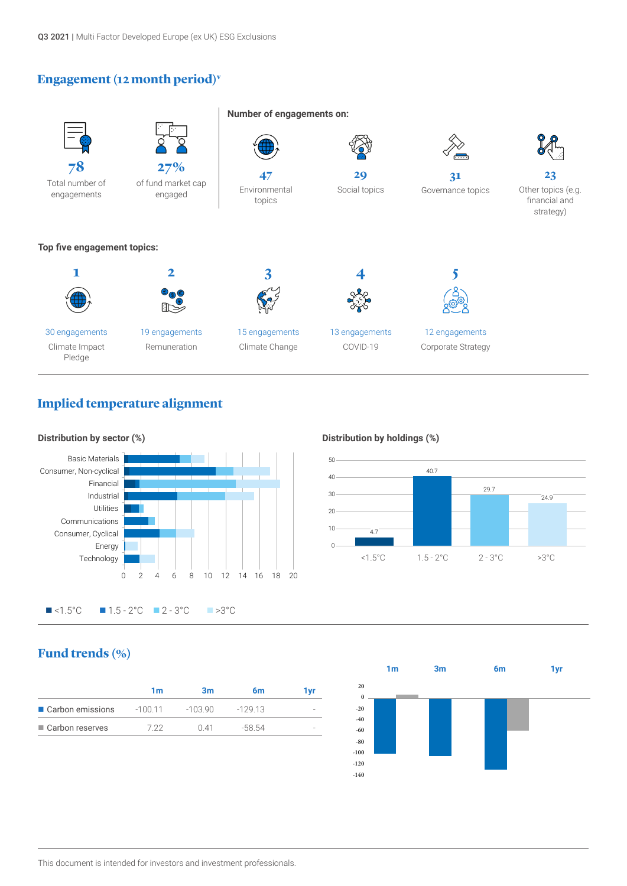## Engagement (12 month period)[v]

**78**
Total number of engagements

**27%**
of fund market cap engaged

**Number of engagements on:**

**47**
Environmental topics

**29**
Social topics

**31**
Governance topics

**23**
Other topics (e.g. financial and strategy)

**Top five engagement topics:**

| | Engagements | Topic |
|---|---|---|
| 1 | 30 engagements | Climate Impact Pledge |
| 2 | 19 engagements | Remuneration |
| 3 | 15 engagements | Climate Change |
| 4 | 13 engagements | COVID-19 |
| 5 | 12 engagements | Corporate Strategy |

## Implied temperature alignment

**Distribution by sector (%)**

Sectors: Basic Materials, Consumer, Non-cyclical, Financial, Industrial, Utilities, Communications, Consumer, Cyclical, Energy, Technology

■ <1.5°C ■ 1.5 - 2°C ■ 2 - 3°C ■ >3°C

**Distribution by holdings (%)**

| <1.5°C | 1.5 - 2°C | 2 - 3°C | >3°C |
|---|---|---|---|
| 4.7 | 40.7 | 29.7 | 24.9 |

## Fund trends (%)

| | 1m | 3m | 6m | 1yr |
|---|---|---|---|---|
| ■ Carbon emissions | -100.11 | -103.90 | -129.13 | - |
| ■ Carbon reserves | 7.22 | 0.41 | -58.54 | - |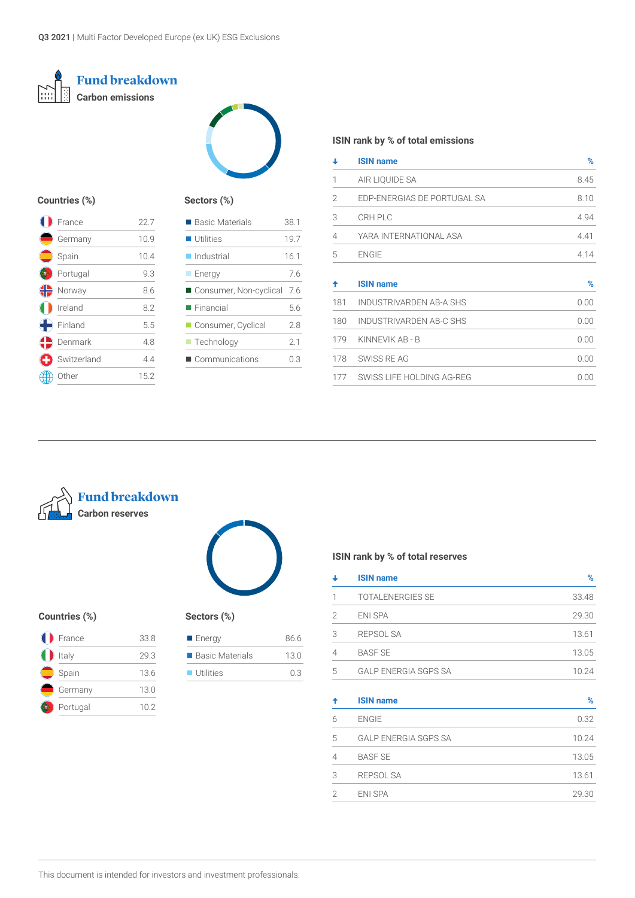## Fund breakdown
### Carbon emissions

**Countries (%)**

| Country | % |
|---|---|
| France | 22.7 |
| Germany | 10.9 |
| Spain | 10.4 |
| Portugal | 9.3 |
| Norway | 8.6 |
| Ireland | 8.2 |
| Finland | 5.5 |
| Denmark | 4.8 |
| Switzerland | 4.4 |
| Other | 15.2 |

**Sectors (%)**

| Sector | % |
|---|---|
| Basic Materials | 38.1 |
| Utilities | 19.7 |
| Industrial | 16.1 |
| Energy | 7.6 |
| Consumer, Non-cyclical | 7.6 |
| Financial | 5.6 |
| Consumer, Cyclical | 2.8 |
| Technology | 2.1 |
| Communications | 0.3 |

**ISIN rank by % of total emissions**

| ↓ | ISIN name | % |
|---|---|---|
| 1 | AIR LIQUIDE SA | 8.45 |
| 2 | EDP-ENERGIAS DE PORTUGAL SA | 8.10 |
| 3 | CRH PLC | 4.94 |
| 4 | YARA INTERNATIONAL ASA | 4.41 |
| 5 | ENGIE | 4.14 |

| ↑ | ISIN name | % |
|---|---|---|
| 181 | INDUSTRIVARDEN AB-A SHS | 0.00 |
| 180 | INDUSTRIVARDEN AB-C SHS | 0.00 |
| 179 | KINNEVIK AB - B | 0.00 |
| 178 | SWISS RE AG | 0.00 |
| 177 | SWISS LIFE HOLDING AG-REG | 0.00 |

## Fund breakdown
### Carbon reserves

**Countries (%)**

| Country | % |
|---|---|
| France | 33.8 |
| Italy | 29.3 |
| Spain | 13.6 |
| Germany | 13.0 |
| Portugal | 10.2 |

**Sectors (%)**

| Sector | % |
|---|---|
| Energy | 86.6 |
| Basic Materials | 13.0 |
| Utilities | 0.3 |

**ISIN rank by % of total reserves**

| ↓ | ISIN name | % |
|---|---|---|
| 1 | TOTALENERGIES SE | 33.48 |
| 2 | ENI SPA | 29.30 |
| 3 | REPSOL SA | 13.61 |
| 4 | BASF SE | 13.05 |
| 5 | GALP ENERGIA SGPS SA | 10.24 |

| ↑ | ISIN name | % |
|---|---|---|
| 6 | ENGIE | 0.32 |
| 5 | GALP ENERGIA SGPS SA | 10.24 |
| 4 | BASF SE | 13.05 |
| 3 | REPSOL SA | 13.61 |
| 2 | ENI SPA | 29.30 |

This document is intended for investors and investment professionals.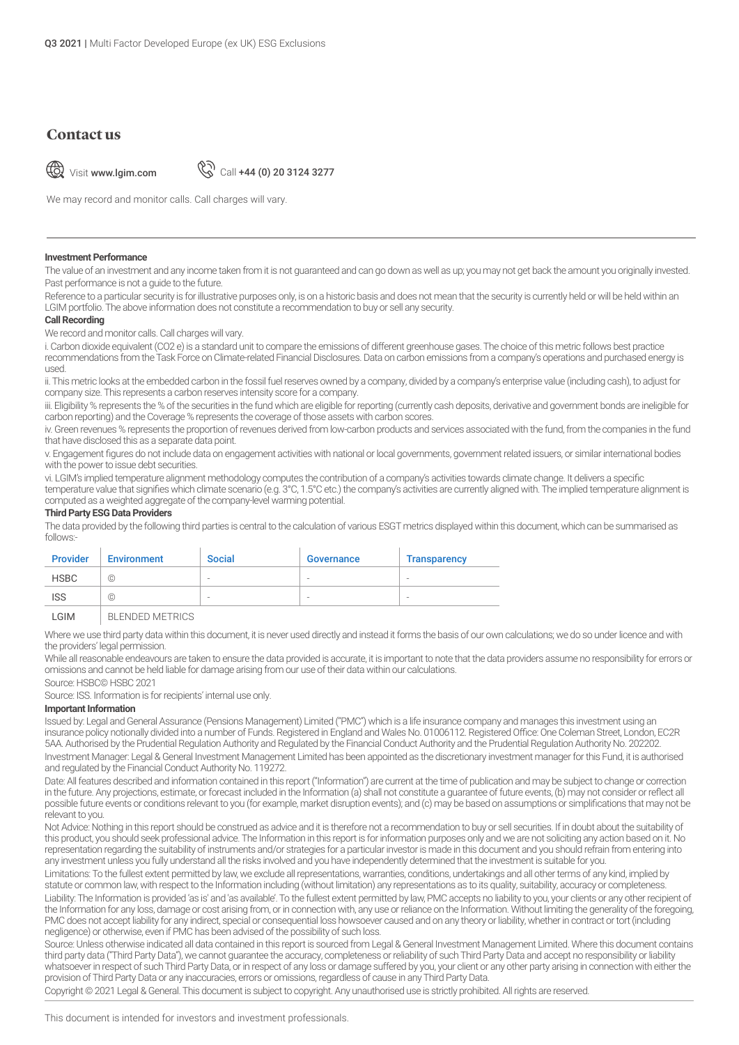## Contact us

Visit **www.lgim.com** Call **+44 (0) 20 3124 3277**

We may record and monitor calls. Call charges will vary.

---

**Investment Performance**

The value of an investment and any income taken from it is not guaranteed and can go down as well as up; you may not get back the amount you originally invested. Past performance is not a guide to the future.

Reference to a particular security is for illustrative purposes only, is on a historic basis and does not mean that the security is currently held or will be held within an LGIM portfolio. The above information does not constitute a recommendation to buy or sell any security.

**Call Recording**

We record and monitor calls. Call charges will vary.

i. Carbon dioxide equivalent ($CO_2$ e) is a standard unit to compare the emissions of different greenhouse gases. The choice of this metric follows best practice recommendations from the Task Force on Climate-related Financial Disclosures. Data on carbon emissions from a company's operations and purchased energy is used.

ii. This metric looks at the embedded carbon in the fossil fuel reserves owned by a company, divided by a company's enterprise value (including cash), to adjust for company size. This represents a carbon reserves intensity score for a company.

iii. Eligibility % represents the % of the securities in the fund which are eligible for reporting (currently cash deposits, derivative and government bonds are ineligible for carbon reporting) and the Coverage % represents the coverage of those assets with carbon scores.

iv. Green revenues % represents the proportion of revenues derived from low-carbon products and services associated with the fund, from the companies in the fund that have disclosed this as a separate data point.

v. Engagement figures do not include data on engagement activities with national or local governments, government related issuers, or similar international bodies with the power to issue debt securities.

vi. LGIM's implied temperature alignment methodology computes the contribution of a company's activities towards climate change. It delivers a specific temperature value that signifies which climate scenario (e.g. 3°C, 1.5°C etc.) the company's activities are currently aligned with. The implied temperature alignment is computed as a weighted aggregate of the company-level warming potential.

**Third Party ESG Data Providers**

The data provided by the following third parties is central to the calculation of various ESGT metrics displayed within this document, which can be summarised as follows:-

| Provider | Environment | Social | Governance | Transparency |
|---|---|---|---|---|
| HSBC | © | - | - | - |
| ISS | © | - | - | - |
| LGIM | BLENDED METRICS | | | |

Where we use third party data within this document, it is never used directly and instead it forms the basis of our own calculations; we do so under licence and with the providers' legal permission.

While all reasonable endeavours are taken to ensure the data provided is accurate, it is important to note that the data providers assume no responsibility for errors or omissions and cannot be held liable for damage arising from our use of their data within our calculations.

Source: HSBC© HSBC 2021

Source: ISS. Information is for recipients' internal use only.

**Important Information**

Issued by: Legal and General Assurance (Pensions Management) Limited ("PMC") which is a life insurance company and manages this investment using an insurance policy notionally divided into a number of Funds. Registered in England and Wales No. 01006112. Registered Office: One Coleman Street, London, EC2R 5AA. Authorised by the Prudential Regulation Authority and Regulated by the Financial Conduct Authority and the Prudential Regulation Authority No. 202202.

Investment Manager: Legal & General Investment Management Limited has been appointed as the discretionary investment manager for this Fund, it is authorised and regulated by the Financial Conduct Authority No. 119272.

Date: All features described and information contained in this report ("Information") are current at the time of publication and may be subject to change or correction in the future. Any projections, estimate, or forecast included in the Information (a) shall not constitute a guarantee of future events, (b) may not consider or reflect all possible future events or conditions relevant to you (for example, market disruption events); and (c) may be based on assumptions or simplifications that may not be relevant to you.

Not Advice: Nothing in this report should be construed as advice and it is therefore not a recommendation to buy or sell securities. If in doubt about the suitability of this product, you should seek professional advice. The Information in this report is for information purposes only and we are not soliciting any action based on it. No representation regarding the suitability of instruments and/or strategies for a particular investor is made in this document and you should refrain from entering into any investment unless you fully understand all the risks involved and you have independently determined that the investment is suitable for you.

Limitations: To the fullest extent permitted by law, we exclude all representations, warranties, conditions, undertakings and all other terms of any kind, implied by statute or common law, with respect to the Information including (without limitation) any representations as to its quality, suitability, accuracy or completeness.

Liability: The Information is provided 'as is' and 'as available'. To the fullest extent permitted by law, PMC accepts no liability to you, your clients or any other recipient of the Information for any loss, damage or cost arising from, or in connection with, any use or reliance on the Information. Without limiting the generality of the foregoing, PMC does not accept liability for any indirect, special or consequential loss howsoever caused and on any theory or liability, whether in contract or tort (including negligence) or otherwise, even if PMC has been advised of the possibility of such loss.

Source: Unless otherwise indicated all data contained in this report is sourced from Legal & General Investment Management Limited. Where this document contains third party data ("Third Party Data"), we cannot guarantee the accuracy, completeness or reliability of such Third Party Data and accept no responsibility or liability whatsoever in respect of such Third Party Data, or in respect of any loss or damage suffered by you, your client or any other party arising in connection with either the provision of Third Party Data or any inaccuracies, errors or omissions, regardless of cause in any Third Party Data.

Copyright © 2021 Legal & General. This document is subject to copyright. Any unauthorised use is strictly prohibited. All rights are reserved.

This document is intended for investors and investment professionals.